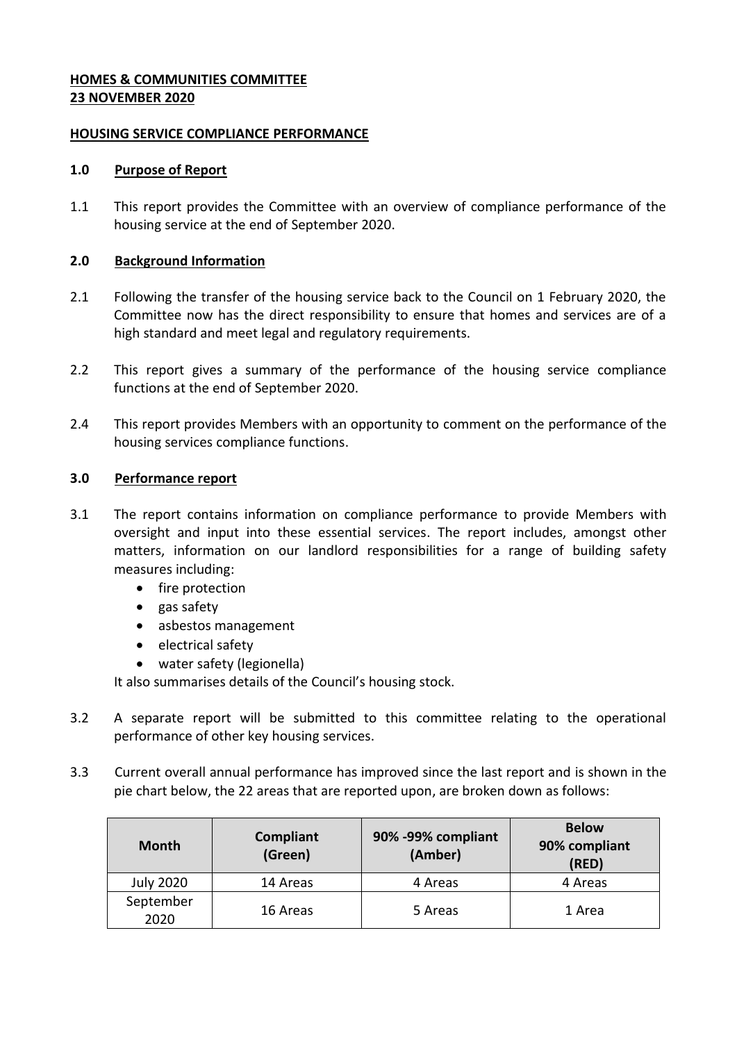**HOMES & COMMUNITIES COMMITTEE**
**23 NOVEMBER 2020**

**HOUSING SERVICE COMPLIANCE PERFORMANCE**

## 1.0 Purpose of Report

1.1 This report provides the Committee with an overview of compliance performance of the housing service at the end of September 2020.

## 2.0 Background Information

2.1 Following the transfer of the housing service back to the Council on 1 February 2020, the Committee now has the direct responsibility to ensure that homes and services are of a high standard and meet legal and regulatory requirements.

2.2 This report gives a summary of the performance of the housing service compliance functions at the end of September 2020.

2.4 This report provides Members with an opportunity to comment on the performance of the housing services compliance functions.

## 3.0 Performance report

3.1 The report contains information on compliance performance to provide Members with oversight and input into these essential services. The report includes, amongst other matters, information on our landlord responsibilities for a range of building safety measures including:

- fire protection
- gas safety
- asbestos management
- electrical safety
- water safety (legionella)

It also summarises details of the Council's housing stock.

3.2 A separate report will be submitted to this committee relating to the operational performance of other key housing services.

3.3 Current overall annual performance has improved since the last report and is shown in the pie chart below, the 22 areas that are reported upon, are broken down as follows:

| Month | Compliant (Green) | 90% -99% compliant (Amber) | Below 90% compliant (RED) |
|---|---|---|---|
| July 2020 | 14 Areas | 4 Areas | 4 Areas |
| September 2020 | 16 Areas | 5 Areas | 1 Area |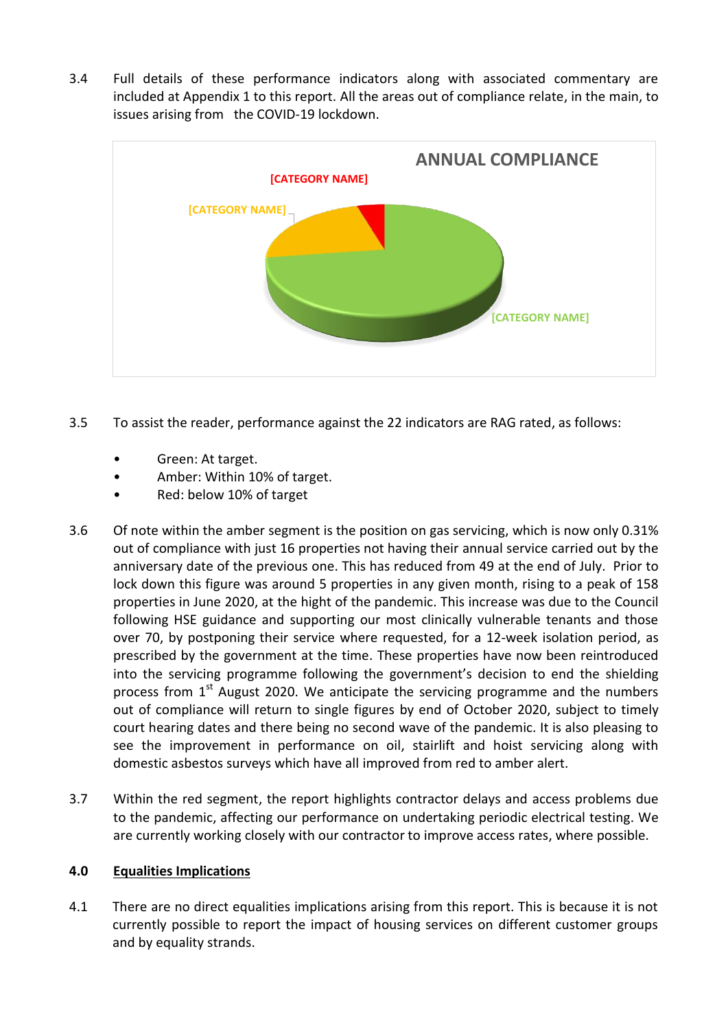3.4 Full details of these performance indicators along with associated commentary are included at Appendix 1 to this report. All the areas out of compliance relate, in the main, to issues arising from the COVID-19 lockdown.

3.5 To assist the reader, performance against the 22 indicators are RAG rated, as follows:

- Green: At target.
- Amber: Within 10% of target.
- Red: below 10% of target

3.6 Of note within the amber segment is the position on gas servicing, which is now only 0.31% out of compliance with just 16 properties not having their annual service carried out by the anniversary date of the previous one. This has reduced from 49 at the end of July. Prior to lock down this figure was around 5 properties in any given month, rising to a peak of 158 properties in June 2020, at the hight of the pandemic. This increase was due to the Council following HSE guidance and supporting our most clinically vulnerable tenants and those over 70, by postponing their service where requested, for a 12-week isolation period, as prescribed by the government at the time. These properties have now been reintroduced into the servicing programme following the government's decision to end the shielding process from 1st August 2020. We anticipate the servicing programme and the numbers out of compliance will return to single figures by end of October 2020, subject to timely court hearing dates and there being no second wave of the pandemic. It is also pleasing to see the improvement in performance on oil, stairlift and hoist servicing along with domestic asbestos surveys which have all improved from red to amber alert.

3.7 Within the red segment, the report highlights contractor delays and access problems due to the pandemic, affecting our performance on undertaking periodic electrical testing. We are currently working closely with our contractor to improve access rates, where possible.

## 4.0 Equalities Implications

4.1 There are no direct equalities implications arising from this report. This is because it is not currently possible to report the impact of housing services on different customer groups and by equality strands.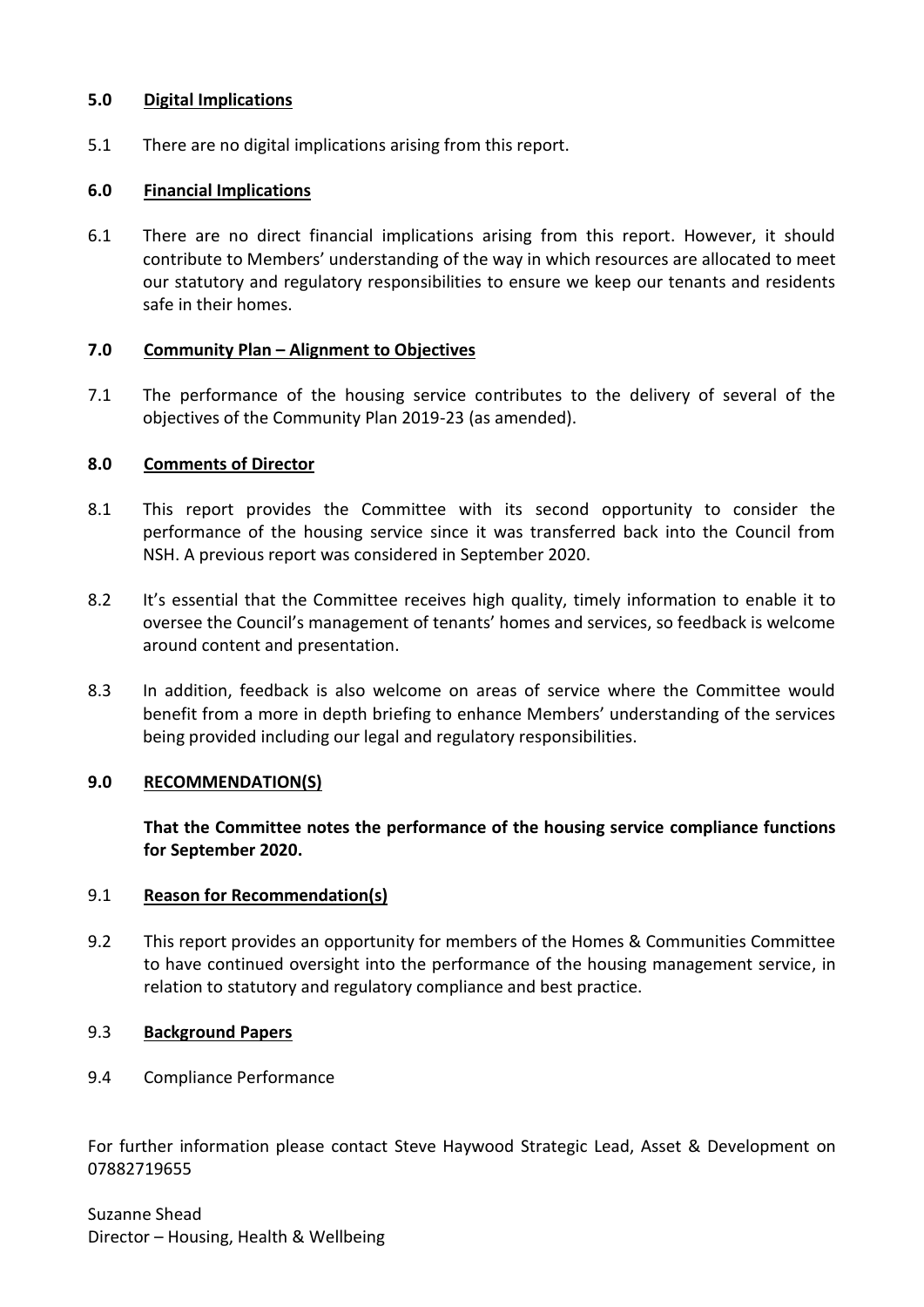## 5.0 Digital Implications

5.1 There are no digital implications arising from this report.

## 6.0 Financial Implications

6.1 There are no direct financial implications arising from this report. However, it should contribute to Members' understanding of the way in which resources are allocated to meet our statutory and regulatory responsibilities to ensure we keep our tenants and residents safe in their homes.

## 7.0 Community Plan – Alignment to Objectives

7.1 The performance of the housing service contributes to the delivery of several of the objectives of the Community Plan 2019-23 (as amended).

## 8.0 Comments of Director

8.1 This report provides the Committee with its second opportunity to consider the performance of the housing service since it was transferred back into the Council from NSH. A previous report was considered in September 2020.

8.2 It's essential that the Committee receives high quality, timely information to enable it to oversee the Council's management of tenants' homes and services, so feedback is welcome around content and presentation.

8.3 In addition, feedback is also welcome on areas of service where the Committee would benefit from a more in depth briefing to enhance Members' understanding of the services being provided including our legal and regulatory responsibilities.

## 9.0 RECOMMENDATION(S)

**That the Committee notes the performance of the housing service compliance functions for September 2020.**

### 9.1 Reason for Recommendation(s)

9.2 This report provides an opportunity for members of the Homes & Communities Committee to have continued oversight into the performance of the housing management service, in relation to statutory and regulatory compliance and best practice.

### 9.3 Background Papers

9.4 Compliance Performance

For further information please contact Steve Haywood Strategic Lead, Asset & Development on 07882719655

Suzanne Shead
Director – Housing, Health & Wellbeing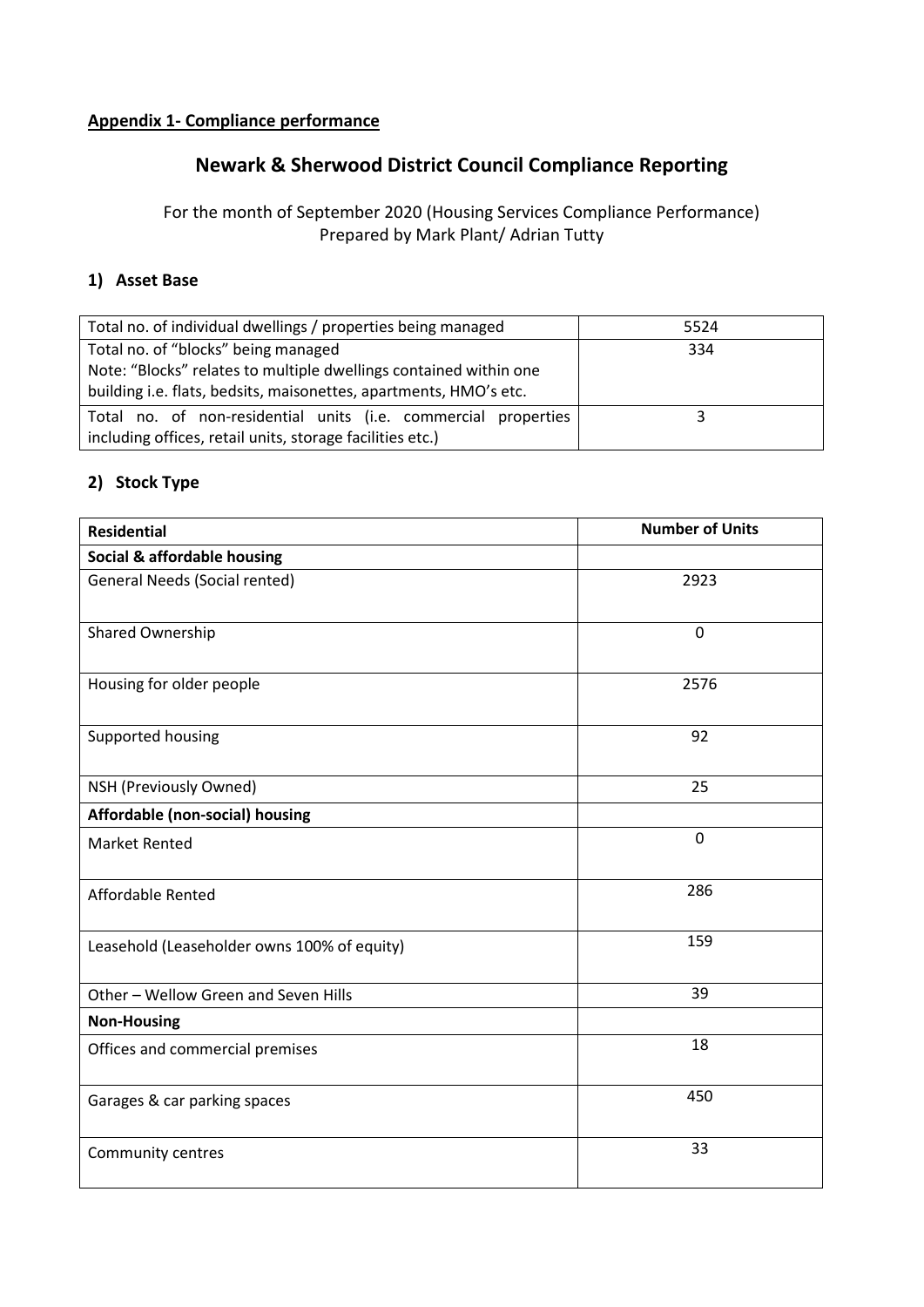**Appendix 1- Compliance performance**

## Newark & Sherwood District Council Compliance Reporting

For the month of September 2020 (Housing Services Compliance Performance)
Prepared by Mark Plant/ Adrian Tutty

### 1) Asset Base

| | |
|---|---|
| Total no. of individual dwellings / properties being managed | 5524 |
| Total no. of "blocks" being managed<br>Note: "Blocks" relates to multiple dwellings contained within one building i.e. flats, bedsits, maisonettes, apartments, HMO's etc. | 334 |
| Total no. of non-residential units (i.e. commercial properties including offices, retail units, storage facilities etc.) | 3 |

### 2) Stock Type

| **Residential** | **Number of Units** |
|---|---|
| **Social & affordable housing** | |
| General Needs (Social rented) | 2923 |
| Shared Ownership | 0 |
| Housing for older people | 2576 |
| Supported housing | 92 |
| NSH (Previously Owned) | 25 |
| **Affordable (non-social) housing** | |
| Market Rented | 0 |
| Affordable Rented | 286 |
| Leasehold (Leaseholder owns 100% of equity) | 159 |
| Other – Wellow Green and Seven Hills | 39 |
| **Non-Housing** | |
| Offices and commercial premises | 18 |
| Garages & car parking spaces | 450 |
| Community centres | 33 |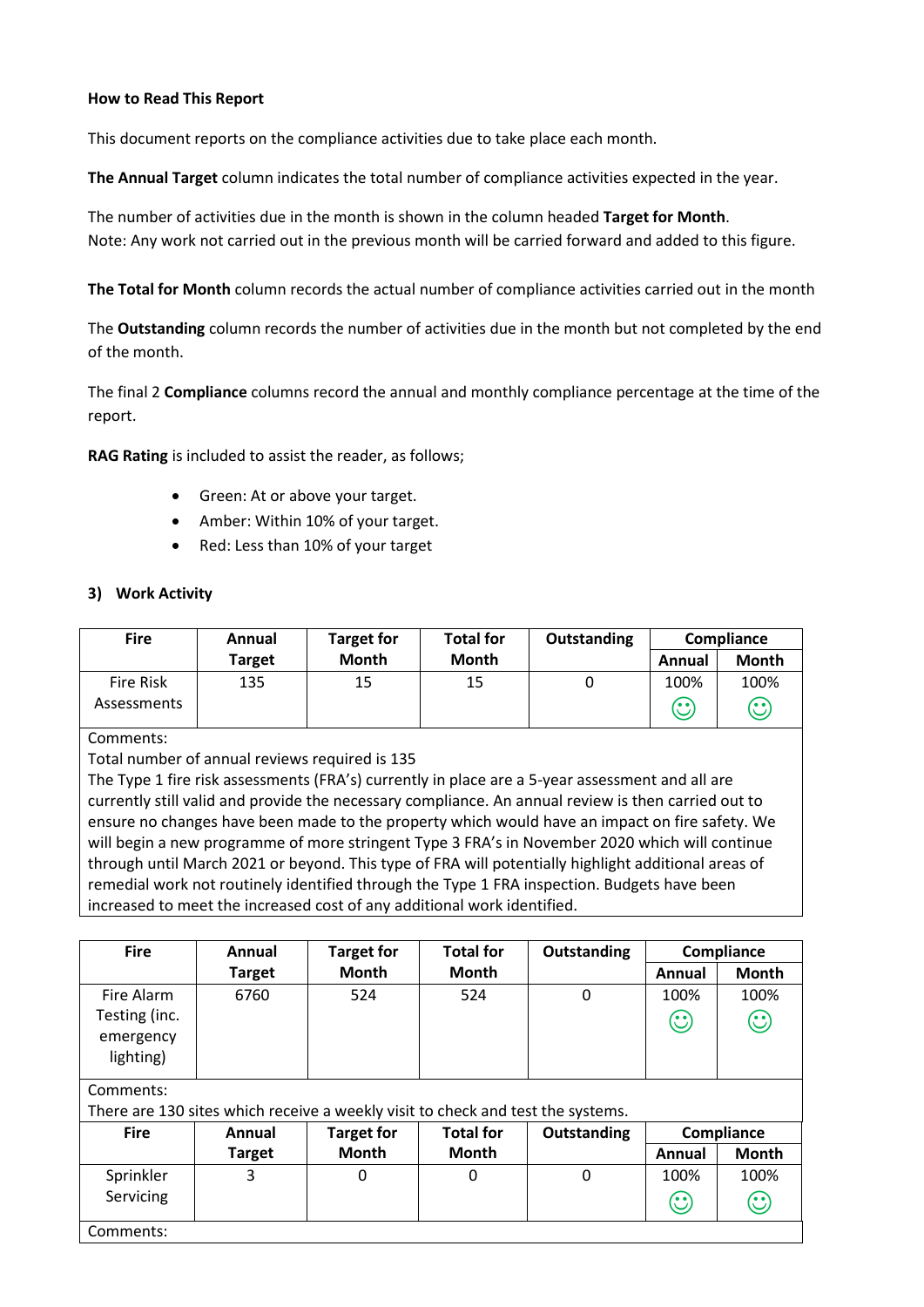**How to Read This Report**

This document reports on the compliance activities due to take place each month.

**The Annual Target** column indicates the total number of compliance activities expected in the year.

The number of activities due in the month is shown in the column headed **Target for Month**.
Note: Any work not carried out in the previous month will be carried forward and added to this figure.

**The Total for Month** column records the actual number of compliance activities carried out in the month

The **Outstanding** column records the number of activities due in the month but not completed by the end of the month.

The final 2 **Compliance** columns record the annual and monthly compliance percentage at the time of the report.

**RAG Rating** is included to assist the reader, as follows;

- Green: At or above your target.
- Amber: Within 10% of your target.
- Red: Less than 10% of your target

### 3) Work Activity

| Fire | Annual Target | Target for Month | Total for Month | Outstanding | Compliance | |
|---|---|---|---|---|---|---|
| | | | | | Annual | Month |
| Fire Risk Assessments | 135 | 15 | 15 | 0 | 100% ☺ | 100% ☺ |

Comments:
Total number of annual reviews required is 135
The Type 1 fire risk assessments (FRA's) currently in place are a 5-year assessment and all are currently still valid and provide the necessary compliance. An annual review is then carried out to ensure no changes have been made to the property which would have an impact on fire safety. We will begin a new programme of more stringent Type 3 FRA's in November 2020 which will continue through until March 2021 or beyond. This type of FRA will potentially highlight additional areas of remedial work not routinely identified through the Type 1 FRA inspection. Budgets have been increased to meet the increased cost of any additional work identified.

| Fire | Annual Target | Target for Month | Total for Month | Outstanding | Compliance | |
|---|---|---|---|---|---|---|
| | | | | | Annual | Month |
| Fire Alarm Testing (inc. emergency lighting) | 6760 | 524 | 524 | 0 | 100% ☺ | 100% ☺ |

Comments:
There are 130 sites which receive a weekly visit to check and test the systems.

| Fire | Annual Target | Target for Month | Total for Month | Outstanding | Compliance | |
|---|---|---|---|---|---|---|
| | | | | | Annual | Month |
| Sprinkler Servicing | 3 | 0 | 0 | 0 | 100% ☺ | 100% ☺ |

Comments: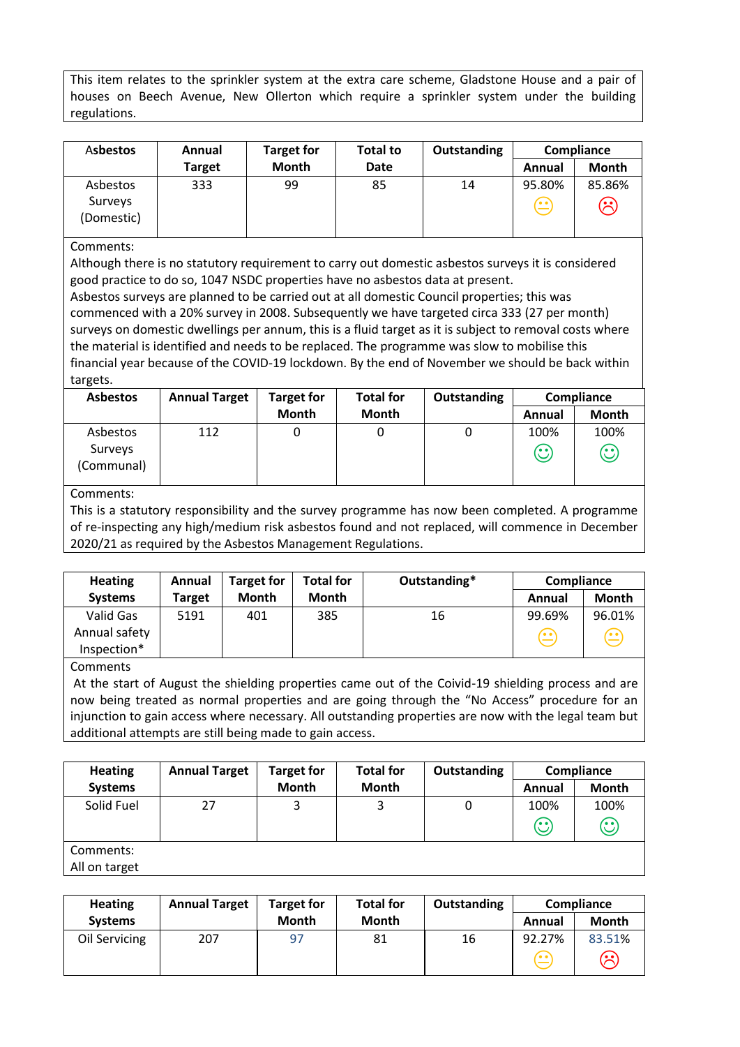This item relates to the sprinkler system at the extra care scheme, Gladstone House and a pair of houses on Beech Avenue, New Ollerton which require a sprinkler system under the building regulations.

| Asbestos | Annual Target | Target for Month | Total to Date | Outstanding | Compliance | |
|---|---|---|---|---|---|---|
| | | | | | Annual | Month |
| Asbestos Surveys (Domestic) | 333 | 99 | 85 | 14 | 95.80% 😐 | 85.86% ☹ |

Comments:
Although there is no statutory requirement to carry out domestic asbestos surveys it is considered good practice to do so, 1047 NSDC properties have no asbestos data at present.
Asbestos surveys are planned to be carried out at all domestic Council properties; this was commenced with a 20% survey in 2008. Subsequently we have targeted circa 333 (27 per month) surveys on domestic dwellings per annum, this is a fluid target as it is subject to removal costs where the material is identified and needs to be replaced. The programme was slow to mobilise this financial year because of the COVID-19 lockdown. By the end of November we should be back within targets.

| Asbestos | Annual Target | Target for Month | Total for Month | Outstanding | Compliance | |
|---|---|---|---|---|---|---|
| | | | | | Annual | Month |
| Asbestos Surveys (Communal) | 112 | 0 | 0 | 0 | 100% ☺ | 100% ☺ |

Comments:
This is a statutory responsibility and the survey programme has now been completed. A programme of re-inspecting any high/medium risk asbestos found and not replaced, will commence in December 2020/21 as required by the Asbestos Management Regulations.

| Heating Systems | Annual Target | Target for Month | Total for Month | Outstanding* | Compliance | |
|---|---|---|---|---|---|---|
| | | | | | Annual | Month |
| Valid Gas Annual safety Inspection* | 5191 | 401 | 385 | 16 | 99.69% 😐 | 96.01% 😐 |

Comments
At the start of August the shielding properties came out of the Coivid-19 shielding process and are now being treated as normal properties and are going through the "No Access" procedure for an injunction to gain access where necessary. All outstanding properties are now with the legal team but additional attempts are still being made to gain access.

| Heating Systems | Annual Target | Target for Month | Total for Month | Outstanding | Compliance | |
|---|---|---|---|---|---|---|
| | | | | | Annual | Month |
| Solid Fuel | 27 | 3 | 3 | 0 | 100% ☺ | 100% ☺ |

Comments:
All on target

| Heating Systems | Annual Target | Target for Month | Total for Month | Outstanding | Compliance | |
|---|---|---|---|---|---|---|
| | | | | | Annual | Month |
| Oil Servicing | 207 | 97 | 81 | 16 | 92.27% 😐 | 83.51% ☹ |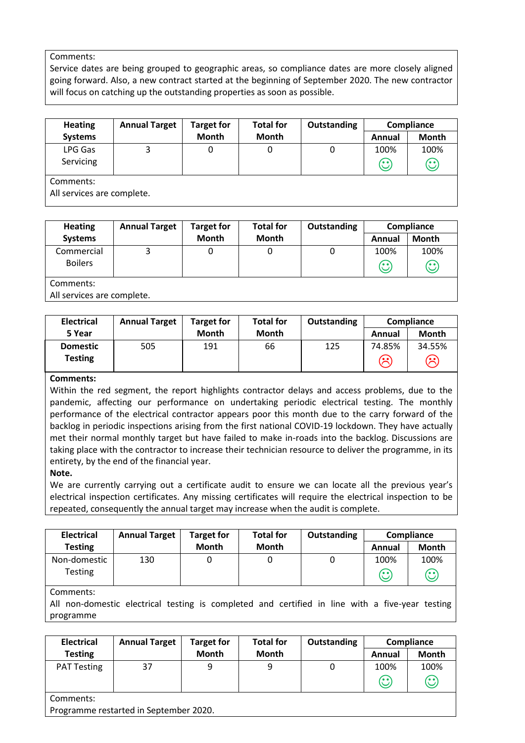Comments:
Service dates are being grouped to geographic areas, so compliance dates are more closely aligned going forward. Also, a new contract started at the beginning of September 2020. The new contractor will focus on catching up the outstanding properties as soon as possible.

| Heating Systems | Annual Target | Target for Month | Total for Month | Outstanding | Compliance | |
|---|---|---|---|---|---|---|
| | | | | | Annual | Month |
| LPG Gas Servicing | 3 | 0 | 0 | 0 | 100% ☺ | 100% ☺ |

Comments:
All services are complete.

| Heating Systems | Annual Target | Target for Month | Total for Month | Outstanding | Compliance | |
|---|---|---|---|---|---|---|
| | | | | | Annual | Month |
| Commercial Boilers | 3 | 0 | 0 | 0 | 100% ☺ | 100% ☺ |

Comments:
All services are complete.

| Electrical 5 Year | Annual Target | Target for Month | Total for Month | Outstanding | Compliance | |
|---|---|---|---|---|---|---|
| | | | | | Annual | Month |
| **Domestic Testing** | 505 | 191 | 66 | 125 | 74.85% ☹ | 34.55% ☹ |

**Comments:**
Within the red segment, the report highlights contractor delays and access problems, due to the pandemic, affecting our performance on undertaking periodic electrical testing. The monthly performance of the electrical contractor appears poor this month due to the carry forward of the backlog in periodic inspections arising from the first national COVID-19 lockdown. They have actually met their normal monthly target but have failed to make in-roads into the backlog. Discussions are taking place with the contractor to increase their technician resource to deliver the programme, in its entirety, by the end of the financial year.

**Note.**
We are currently carrying out a certificate audit to ensure we can locate all the previous year's electrical inspection certificates. Any missing certificates will require the electrical inspection to be repeated, consequently the annual target may increase when the audit is complete.

| Electrical Testing | Annual Target | Target for Month | Total for Month | Outstanding | Compliance | |
|---|---|---|---|---|---|---|
| | | | | | Annual | Month |
| Non-domestic Testing | 130 | 0 | 0 | 0 | 100% ☺ | 100% ☺ |

Comments:
All non-domestic electrical testing is completed and certified in line with a five-year testing programme

| Electrical Testing | Annual Target | Target for Month | Total for Month | Outstanding | Compliance | |
|---|---|---|---|---|---|---|
| | | | | | Annual | Month |
| PAT Testing | 37 | 9 | 9 | 0 | 100% ☺ | 100% ☺ |

Comments:
Programme restarted in September 2020.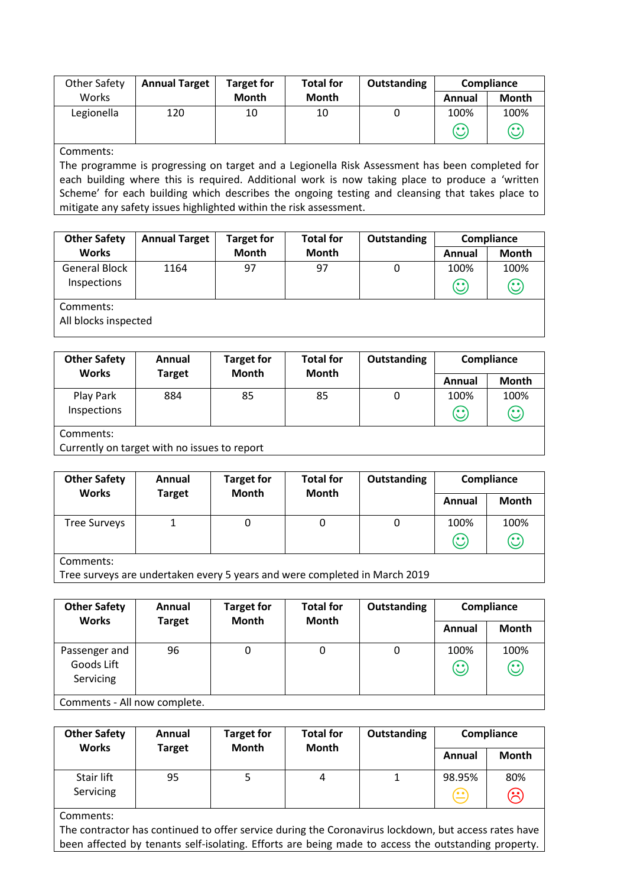| Other Safety Works | Annual Target | Target for Month | Total for Month | Outstanding | Compliance | |
|---|---|---|---|---|---|---|
| | | | | | Annual | Month |
| Legionella | 120 | 10 | 10 | 0 | 100% ☺ | 100% ☺ |

Comments:
The programme is progressing on target and a Legionella Risk Assessment has been completed for each building where this is required. Additional work is now taking place to produce a 'written Scheme' for each building which describes the ongoing testing and cleansing that takes place to mitigate any safety issues highlighted within the risk assessment.

| Other Safety Works | Annual Target | Target for Month | Total for Month | Outstanding | Compliance | |
|---|---|---|---|---|---|---|
| | | | | | Annual | Month |
| General Block Inspections | 1164 | 97 | 97 | 0 | 100% ☺ | 100% ☺ |

Comments:
All blocks inspected

| Other Safety Works | Annual Target | Target for Month | Total for Month | Outstanding | Compliance | |
|---|---|---|---|---|---|---|
| | | | | | Annual | Month |
| Play Park Inspections | 884 | 85 | 85 | 0 | 100% ☺ | 100% ☺ |

Comments:
Currently on target with no issues to report

| Other Safety Works | Annual Target | Target for Month | Total for Month | Outstanding | Compliance | |
|---|---|---|---|---|---|---|
| | | | | | Annual | Month |
| Tree Surveys | 1 | 0 | 0 | 0 | 100% ☺ | 100% ☺ |

Comments:
Tree surveys are undertaken every 5 years and were completed in March 2019

| Other Safety Works | Annual Target | Target for Month | Total for Month | Outstanding | Compliance | |
|---|---|---|---|---|---|---|
| | | | | | Annual | Month |
| Passenger and Goods Lift Servicing | 96 | 0 | 0 | 0 | 100% ☺ | 100% ☺ |

Comments - All now complete.

| Other Safety Works | Annual Target | Target for Month | Total for Month | Outstanding | Compliance | |
|---|---|---|---|---|---|---|
| | | | | | Annual | Month |
| Stair lift Servicing | 95 | 5 | 4 | 1 | 98.95% 😐 | 80% ☹ |

Comments:
The contractor has continued to offer service during the Coronavirus lockdown, but access rates have been affected by tenants self-isolating. Efforts are being made to access the outstanding property.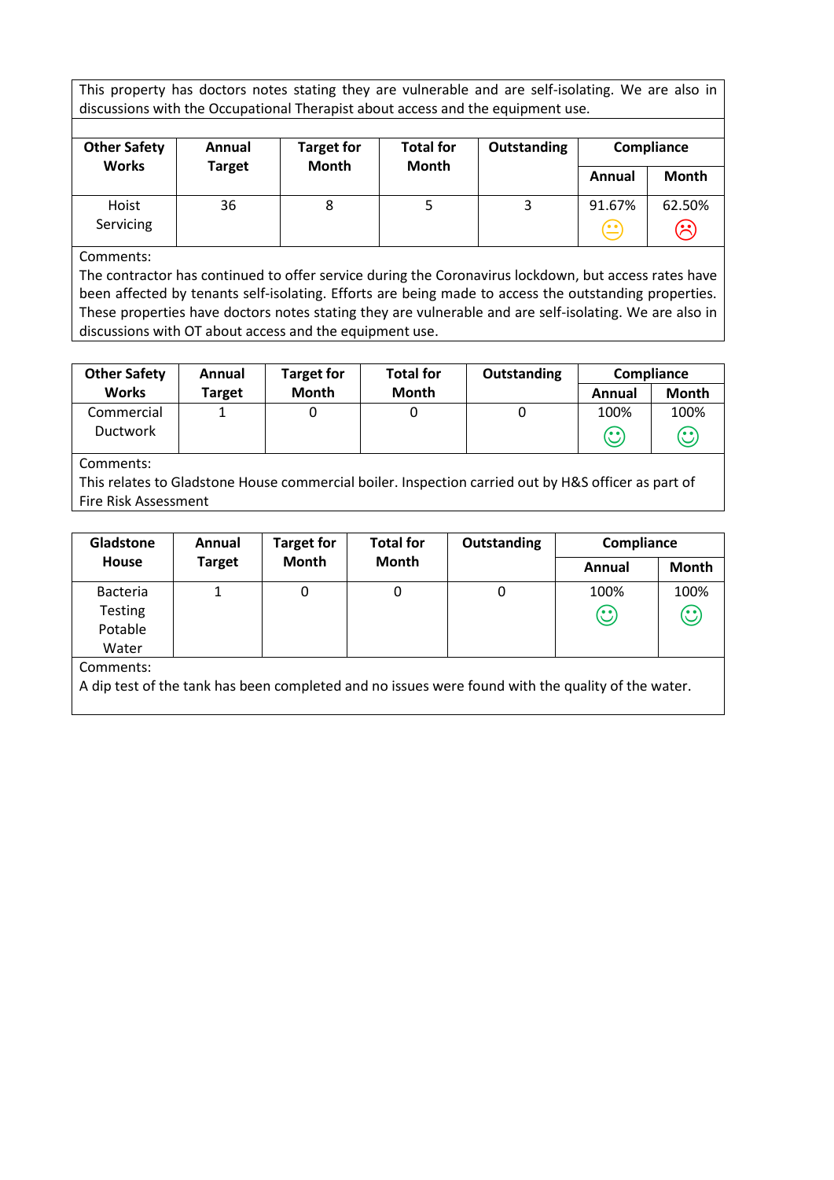This property has doctors notes stating they are vulnerable and are self-isolating. We are also in discussions with the Occupational Therapist about access and the equipment use.

| Other Safety Works | Annual Target | Target for Month | Total for Month | Outstanding | Compliance | |
|---|---|---|---|---|---|---|
| | | | | | Annual | Month |
| Hoist Servicing | 36 | 8 | 5 | 3 | 91.67% 😐 | 62.50% ☹ |

Comments:
The contractor has continued to offer service during the Coronavirus lockdown, but access rates have been affected by tenants self-isolating. Efforts are being made to access the outstanding properties. These properties have doctors notes stating they are vulnerable and are self-isolating. We are also in discussions with OT about access and the equipment use.

| Other Safety Works | Annual Target | Target for Month | Total for Month | Outstanding | Compliance | |
|---|---|---|---|---|---|---|
| | | | | | Annual | Month |
| Commercial Ductwork | 1 | 0 | 0 | 0 | 100% ☺ | 100% ☺ |

Comments:
This relates to Gladstone House commercial boiler. Inspection carried out by H&S officer as part of Fire Risk Assessment

| Gladstone House | Annual Target | Target for Month | Total for Month | Outstanding | Compliance | |
|---|---|---|---|---|---|---|
| | | | | | Annual | Month |
| Bacteria Testing Potable Water | 1 | 0 | 0 | 0 | 100% ☺ | 100% ☺ |

Comments:
A dip test of the tank has been completed and no issues were found with the quality of the water.